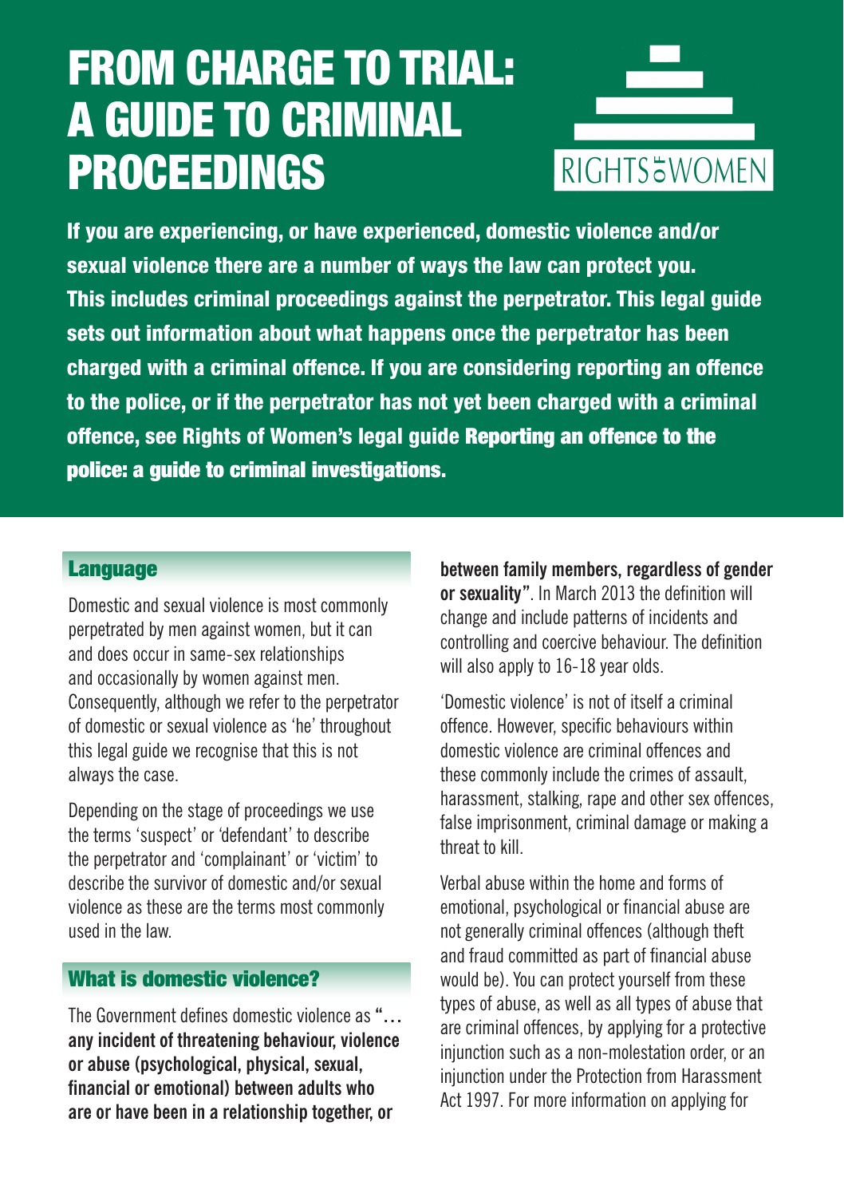# FROM CHARGE TO TRIAL: A GUIDE TO CRIMINAL PROCEEDINGS

RIGHTS of WOMEN

**If you are experiencing, or have experienced, domestic violence and/or sexual violence there are a number of ways the law can protect you. This includes criminal proceedings against the perpetrator. This legal guide sets out information about what happens once the perpetrator has been charged with a criminal offence. If you are considering reporting an offence to the police, or if the perpetrator has not yet been charged with a criminal offence, see Rights of Women's legal guide Reporting an offence to the police: a guide to criminal investigations.**

## Language

Domestic and sexual violence is most commonly perpetrated by men against women, but it can and does occur in same-sex relationships and occasionally by women against men. Consequently, although we refer to the perpetrator of domestic or sexual violence as 'he' throughout this legal guide we recognise that this is not always the case.

Depending on the stage of proceedings we use the terms 'suspect' or 'defendant' to describe the perpetrator and 'complainant' or 'victim' to describe the survivor of domestic and/or sexual violence as these are the terms most commonly used in the law.

## What is domestic violence?

The Government defines domestic violence as **"… any incident of threatening behaviour, violence or abuse (psychological, physical, sexual, financial or emotional) between adults who are or have been in a relationship together, or between family members, regardless of gender or sexuality"**. In March 2013 the definition will change and include patterns of incidents and controlling and coercive behaviour. The definition will also apply to 16-18 year olds.

'Domestic violence' is not of itself a criminal offence. However, specific behaviours within domestic violence are criminal offences and these commonly include the crimes of assault, harassment, stalking, rape and other sex offences, false imprisonment, criminal damage or making a threat to kill.

Verbal abuse within the home and forms of emotional, psychological or financial abuse are not generally criminal offences (although theft and fraud committed as part of financial abuse would be). You can protect yourself from these types of abuse, as well as all types of abuse that are criminal offences, by applying for a protective injunction such as a non-molestation order, or an injunction under the Protection from Harassment Act 1997. For more information on applying for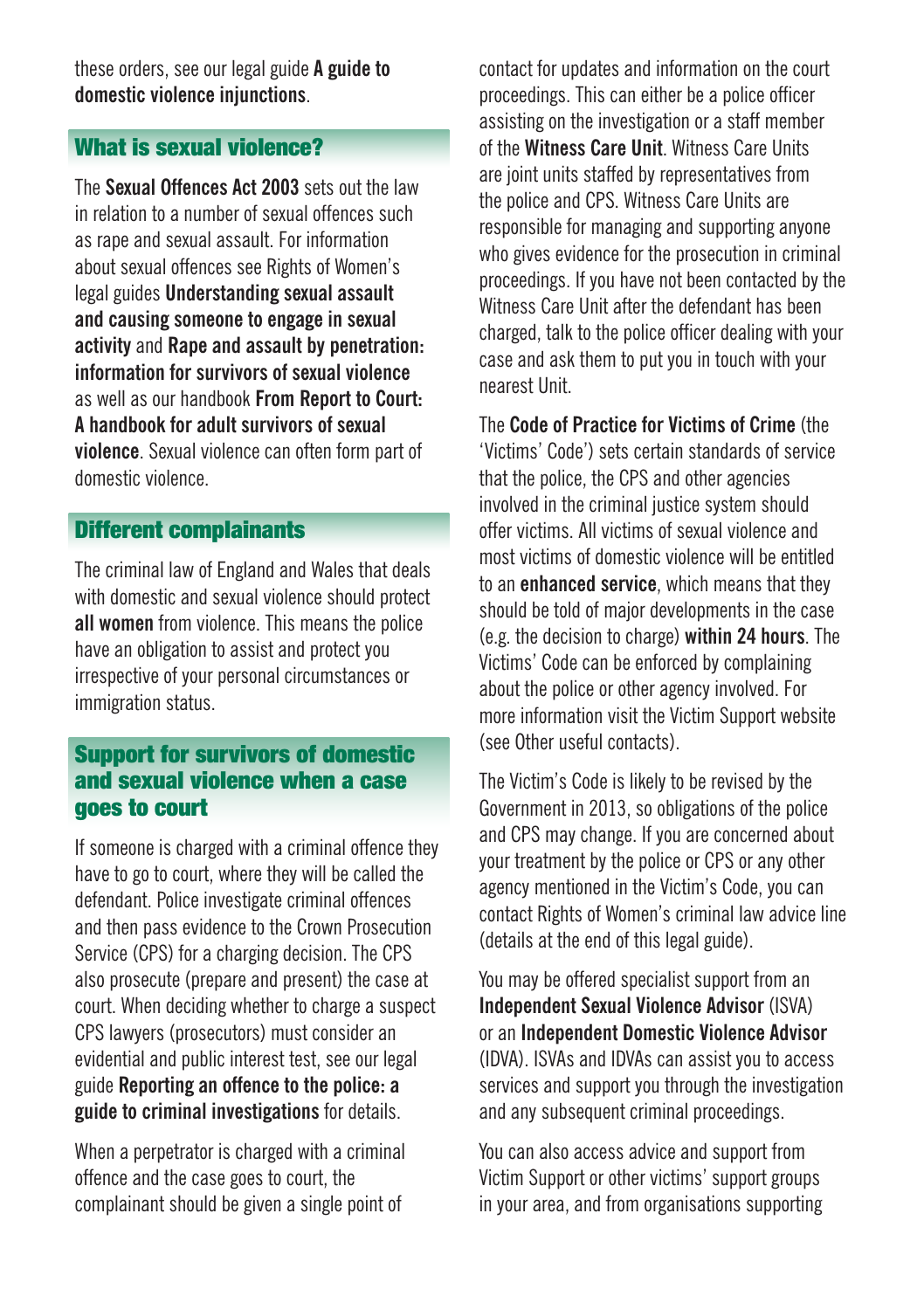these orders, see our legal guide **A guide to domestic violence injunctions**.

## What is sexual violence?

The **Sexual Offences Act 2003** sets out the law in relation to a number of sexual offences such as rape and sexual assault. For information about sexual offences see Rights of Women's legal guides **Understanding sexual assault and causing someone to engage in sexual activity** and **Rape and assault by penetration: information for survivors of sexual violence** as well as our handbook **From Report to Court: A handbook for adult survivors of sexual violence**. Sexual violence can often form part of domestic violence.

## Different complainants

The criminal law of England and Wales that deals with domestic and sexual violence should protect **all women** from violence. This means the police have an obligation to assist and protect you irrespective of your personal circumstances or immigration status.

## Support for survivors of domestic and sexual violence when a case goes to court

If someone is charged with a criminal offence they have to go to court, where they will be called the defendant. Police investigate criminal offences and then pass evidence to the Crown Prosecution Service (CPS) for a charging decision. The CPS also prosecute (prepare and present) the case at court. When deciding whether to charge a suspect CPS lawyers (prosecutors) must consider an evidential and public interest test, see our legal guide **Reporting an offence to the police: a guide to criminal investigations** for details.

When a perpetrator is charged with a criminal offence and the case goes to court, the complainant should be given a single point of contact for updates and information on the court proceedings. This can either be a police officer assisting on the investigation or a staff member of the **Witness Care Unit**. Witness Care Units are joint units staffed by representatives from the police and CPS. Witness Care Units are responsible for managing and supporting anyone who gives evidence for the prosecution in criminal proceedings. If you have not been contacted by the Witness Care Unit after the defendant has been charged, talk to the police officer dealing with your case and ask them to put you in touch with your nearest Unit.

The **Code of Practice for Victims of Crime** (the 'Victims' Code') sets certain standards of service that the police, the CPS and other agencies involved in the criminal justice system should offer victims. All victims of sexual violence and most victims of domestic violence will be entitled to an **enhanced service**, which means that they should be told of major developments in the case (e.g. the decision to charge) **within 24 hours**. The Victims' Code can be enforced by complaining about the police or other agency involved. For more information visit the Victim Support website (see Other useful contacts).

The Victim's Code is likely to be revised by the Government in 2013, so obligations of the police and CPS may change. If you are concerned about your treatment by the police or CPS or any other agency mentioned in the Victim's Code, you can contact Rights of Women's criminal law advice line (details at the end of this legal guide).

You may be offered specialist support from an **Independent Sexual Violence Advisor** (ISVA) or an **Independent Domestic Violence Advisor** (IDVA). ISVAs and IDVAs can assist you to access services and support you through the investigation and any subsequent criminal proceedings.

You can also access advice and support from Victim Support or other victims' support groups in your area, and from organisations supporting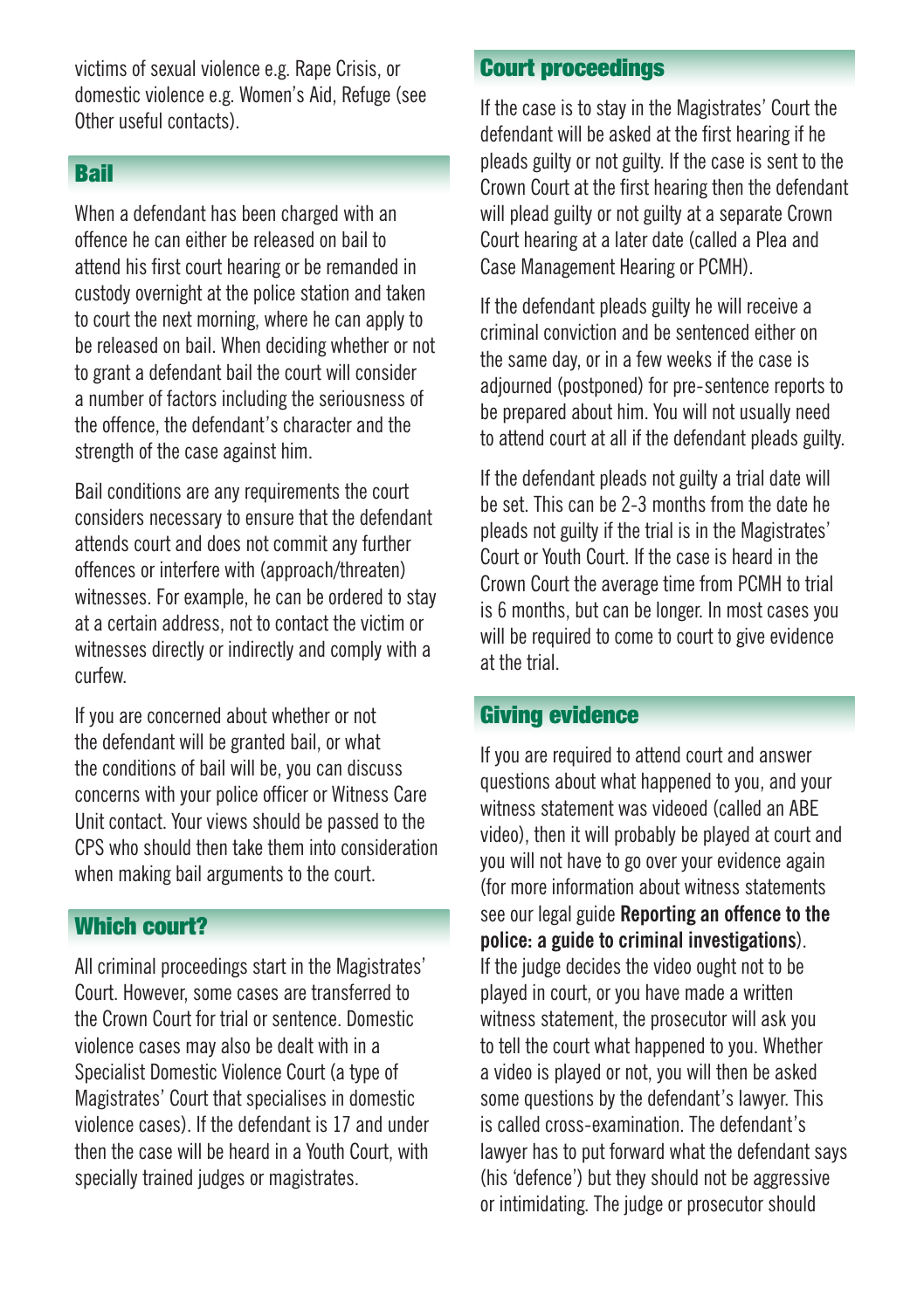victims of sexual violence e.g. Rape Crisis, or domestic violence e.g. Women's Aid, Refuge (see Other useful contacts).

## Bail

When a defendant has been charged with an offence he can either be released on bail to attend his first court hearing or be remanded in custody overnight at the police station and taken to court the next morning, where he can apply to be released on bail. When deciding whether or not to grant a defendant bail the court will consider a number of factors including the seriousness of the offence, the defendant's character and the strength of the case against him.

Bail conditions are any requirements the court considers necessary to ensure that the defendant attends court and does not commit any further offences or interfere with (approach/threaten) witnesses. For example, he can be ordered to stay at a certain address, not to contact the victim or witnesses directly or indirectly and comply with a curfew.

If you are concerned about whether or not the defendant will be granted bail, or what the conditions of bail will be, you can discuss concerns with your police officer or Witness Care Unit contact. Your views should be passed to the CPS who should then take them into consideration when making bail arguments to the court.

## Which court?

All criminal proceedings start in the Magistrates' Court. However, some cases are transferred to the Crown Court for trial or sentence. Domestic violence cases may also be dealt with in a Specialist Domestic Violence Court (a type of Magistrates' Court that specialises in domestic violence cases). If the defendant is 17 and under then the case will be heard in a Youth Court, with specially trained judges or magistrates.

## Court proceedings

If the case is to stay in the Magistrates' Court the defendant will be asked at the first hearing if he pleads guilty or not guilty. If the case is sent to the Crown Court at the first hearing then the defendant will plead guilty or not guilty at a separate Crown Court hearing at a later date (called a Plea and Case Management Hearing or PCMH).

If the defendant pleads guilty he will receive a criminal conviction and be sentenced either on the same day, or in a few weeks if the case is adjourned (postponed) for pre-sentence reports to be prepared about him. You will not usually need to attend court at all if the defendant pleads guilty.

If the defendant pleads not guilty a trial date will be set. This can be 2-3 months from the date he pleads not guilty if the trial is in the Magistrates' Court or Youth Court. If the case is heard in the Crown Court the average time from PCMH to trial is 6 months, but can be longer. In most cases you will be required to come to court to give evidence at the trial.

## Giving evidence

If you are required to attend court and answer questions about what happened to you, and your witness statement was videoed (called an ABE video), then it will probably be played at court and you will not have to go over your evidence again (for more information about witness statements see our legal guide **Reporting an offence to the police: a guide to criminal investigations**). If the judge decides the video ought not to be played in court, or you have made a written witness statement, the prosecutor will ask you to tell the court what happened to you. Whether a video is played or not, you will then be asked some questions by the defendant's lawyer. This is called cross-examination. The defendant's lawyer has to put forward what the defendant says (his 'defence') but they should not be aggressive or intimidating. The judge or prosecutor should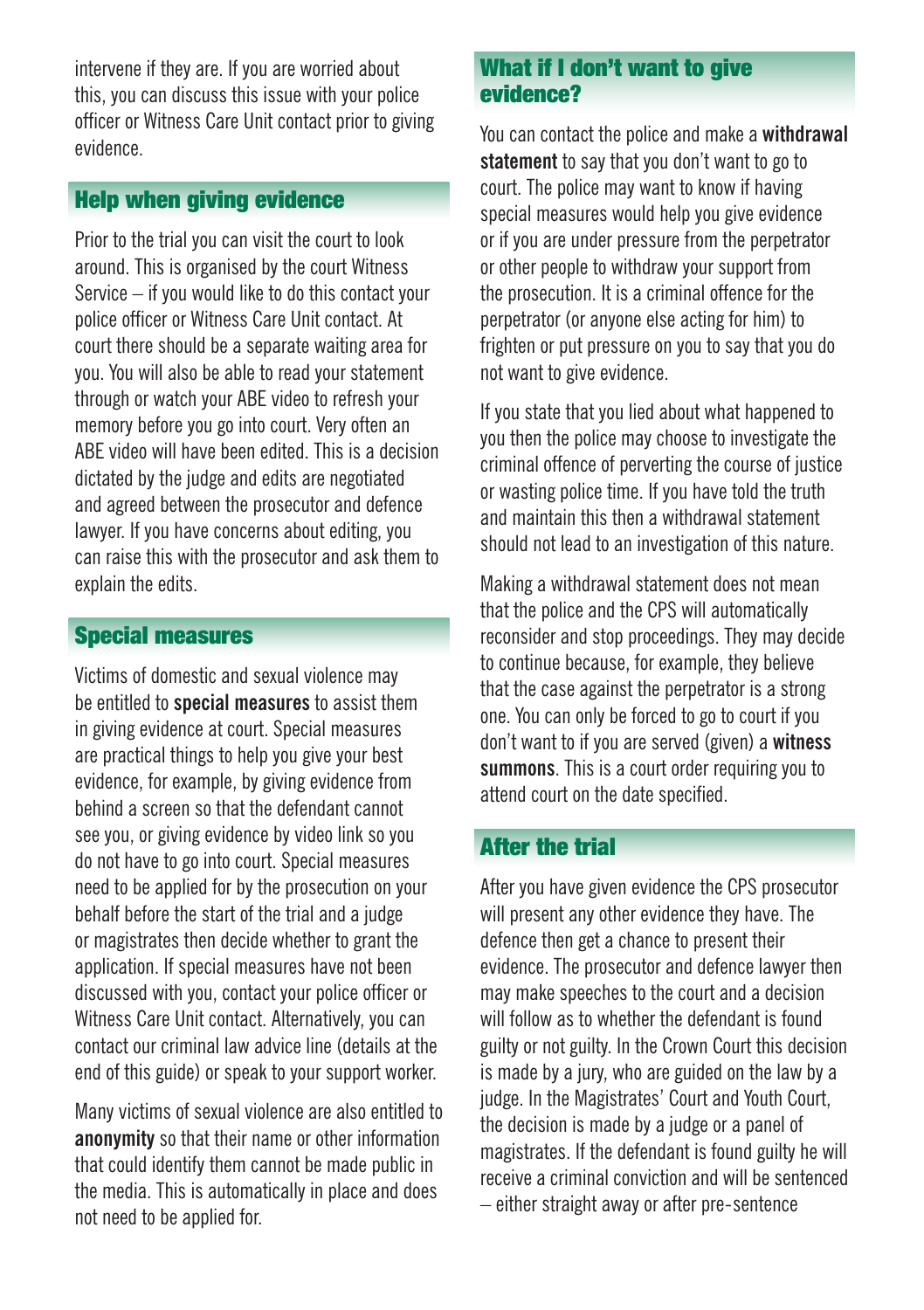intervene if they are. If you are worried about this, you can discuss this issue with your police officer or Witness Care Unit contact prior to giving evidence.

## Help when giving evidence

Prior to the trial you can visit the court to look around. This is organised by the court Witness Service – if you would like to do this contact your police officer or Witness Care Unit contact. At court there should be a separate waiting area for you. You will also be able to read your statement through or watch your ABE video to refresh your memory before you go into court. Very often an ABE video will have been edited. This is a decision dictated by the judge and edits are negotiated and agreed between the prosecutor and defence lawyer. If you have concerns about editing, you can raise this with the prosecutor and ask them to explain the edits.

## Special measures

Victims of domestic and sexual violence may be entitled to **special measures** to assist them in giving evidence at court. Special measures are practical things to help you give your best evidence, for example, by giving evidence from behind a screen so that the defendant cannot see you, or giving evidence by video link so you do not have to go into court. Special measures need to be applied for by the prosecution on your behalf before the start of the trial and a judge or magistrates then decide whether to grant the application. If special measures have not been discussed with you, contact your police officer or Witness Care Unit contact. Alternatively, you can contact our criminal law advice line (details at the end of this guide) or speak to your support worker.

Many victims of sexual violence are also entitled to **anonymity** so that their name or other information that could identify them cannot be made public in the media. This is automatically in place and does not need to be applied for.

## What if I don't want to give evidence?

You can contact the police and make a **withdrawal statement** to say that you don't want to go to court. The police may want to know if having special measures would help you give evidence or if you are under pressure from the perpetrator or other people to withdraw your support from the prosecution. It is a criminal offence for the perpetrator (or anyone else acting for him) to frighten or put pressure on you to say that you do not want to give evidence.

If you state that you lied about what happened to you then the police may choose to investigate the criminal offence of perverting the course of justice or wasting police time. If you have told the truth and maintain this then a withdrawal statement should not lead to an investigation of this nature.

Making a withdrawal statement does not mean that the police and the CPS will automatically reconsider and stop proceedings. They may decide to continue because, for example, they believe that the case against the perpetrator is a strong one. You can only be forced to go to court if you don't want to if you are served (given) a **witness summons**. This is a court order requiring you to attend court on the date specified.

## After the trial

After you have given evidence the CPS prosecutor will present any other evidence they have. The defence then get a chance to present their evidence. The prosecutor and defence lawyer then may make speeches to the court and a decision will follow as to whether the defendant is found guilty or not guilty. In the Crown Court this decision is made by a jury, who are guided on the law by a judge. In the Magistrates' Court and Youth Court, the decision is made by a judge or a panel of magistrates. If the defendant is found guilty he will receive a criminal conviction and will be sentenced – either straight away or after pre-sentence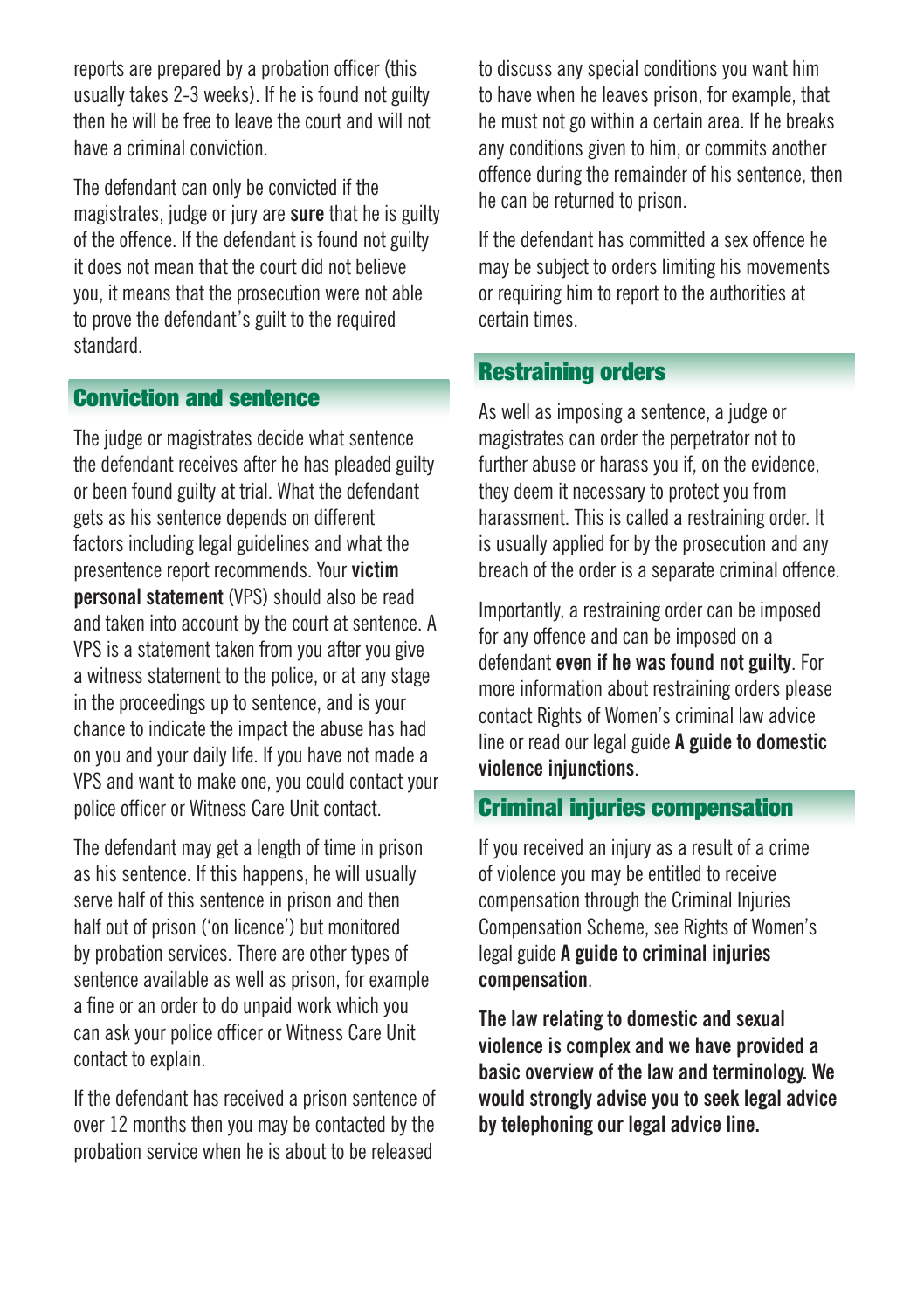reports are prepared by a probation officer (this usually takes 2-3 weeks). If he is found not guilty then he will be free to leave the court and will not have a criminal conviction.

The defendant can only be convicted if the magistrates, judge or jury are **sure** that he is guilty of the offence. If the defendant is found not guilty it does not mean that the court did not believe you, it means that the prosecution were not able to prove the defendant's guilt to the required standard.

## Conviction and sentence

The judge or magistrates decide what sentence the defendant receives after he has pleaded guilty or been found guilty at trial. What the defendant gets as his sentence depends on different factors including legal guidelines and what the presentence report recommends. Your **victim personal statement** (VPS) should also be read and taken into account by the court at sentence. A VPS is a statement taken from you after you give a witness statement to the police, or at any stage in the proceedings up to sentence, and is your chance to indicate the impact the abuse has had on you and your daily life. If you have not made a VPS and want to make one, you could contact your police officer or Witness Care Unit contact.

The defendant may get a length of time in prison as his sentence. If this happens, he will usually serve half of this sentence in prison and then half out of prison ('on licence') but monitored by probation services. There are other types of sentence available as well as prison, for example a fine or an order to do unpaid work which you can ask your police officer or Witness Care Unit contact to explain.

If the defendant has received a prison sentence of over 12 months then you may be contacted by the probation service when he is about to be released to discuss any special conditions you want him to have when he leaves prison, for example, that he must not go within a certain area. If he breaks any conditions given to him, or commits another offence during the remainder of his sentence, then he can be returned to prison.

If the defendant has committed a sex offence he may be subject to orders limiting his movements or requiring him to report to the authorities at certain times.

## Restraining orders

As well as imposing a sentence, a judge or magistrates can order the perpetrator not to further abuse or harass you if, on the evidence, they deem it necessary to protect you from harassment. This is called a restraining order. It is usually applied for by the prosecution and any breach of the order is a separate criminal offence.

Importantly, a restraining order can be imposed for any offence and can be imposed on a defendant **even if he was found not guilty**. For more information about restraining orders please contact Rights of Women's criminal law advice line or read our legal guide **A guide to domestic violence injunctions**.

## Criminal injuries compensation

If you received an injury as a result of a crime of violence you may be entitled to receive compensation through the Criminal Injuries Compensation Scheme, see Rights of Women's legal guide **A guide to criminal injuries compensation**.

**The law relating to domestic and sexual violence is complex and we have provided a basic overview of the law and terminology. We would strongly advise you to seek legal advice by telephoning our legal advice line.**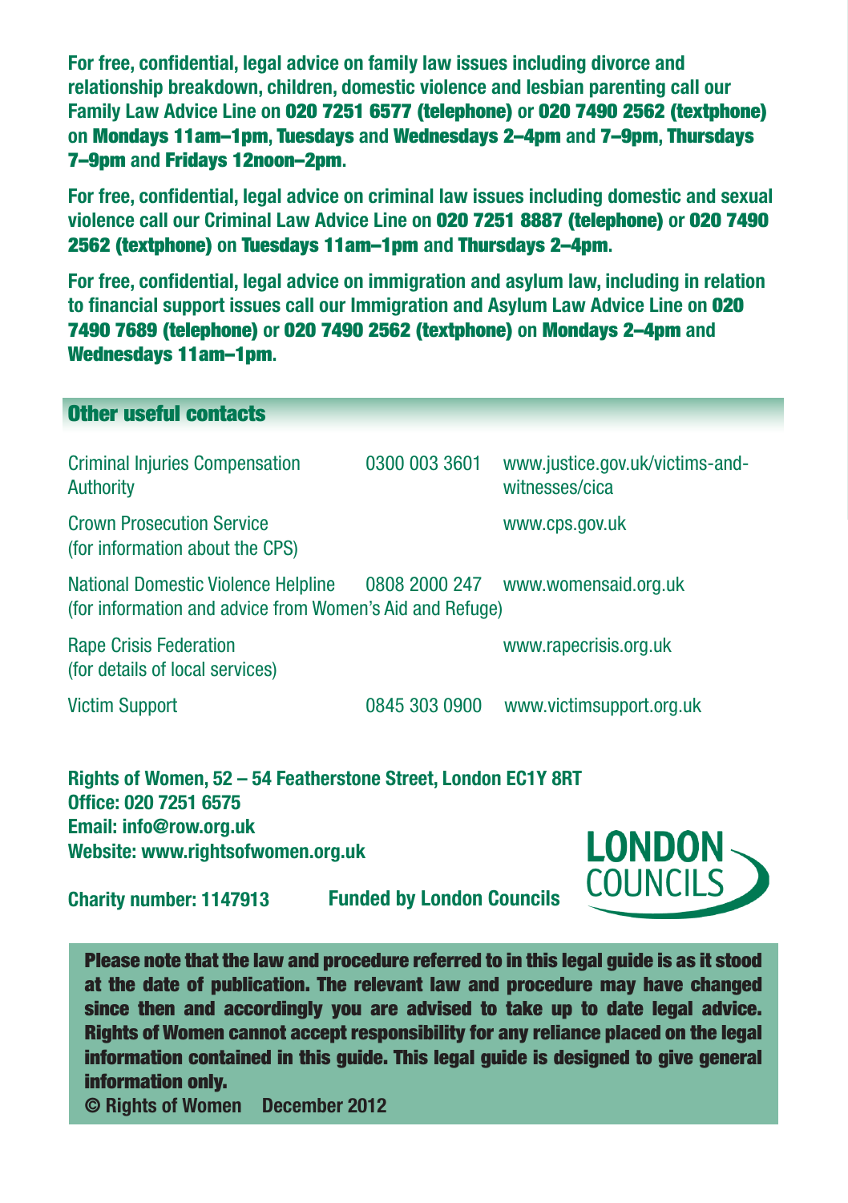**For free, confidential, legal advice on family law issues including divorce and relationship breakdown, children, domestic violence and lesbian parenting call our Family Law Advice Line on 020 7251 6577 (telephone) or 020 7490 2562 (textphone) on Mondays 11am–1pm, Tuesdays and Wednesdays 2–4pm and 7–9pm, Thursdays 7–9pm and Fridays 12noon–2pm.**

**For free, confidential, legal advice on criminal law issues including domestic and sexual violence call our Criminal Law Advice Line on 020 7251 8887 (telephone) or 020 7490 2562 (textphone) on Tuesdays 11am–1pm and Thursdays 2–4pm.**

**For free, confidential, legal advice on immigration and asylum law, including in relation to financial support issues call our Immigration and Asylum Law Advice Line on 020 7490 7689 (telephone) or 020 7490 2562 (textphone) on Mondays 2–4pm and Wednesdays 11am–1pm.**

## Other useful contacts

| | | |
|---|---|---|
| Criminal Injuries Compensation Authority | 0300 003 3601 | www.justice.gov.uk/victims-and-witnesses/cica |
| Crown Prosecution Service (for information about the CPS) | | www.cps.gov.uk |
| National Domestic Violence Helpline (for information and advice from Women's Aid and Refuge) | 0808 2000 247 | www.womensaid.org.uk |
| Rape Crisis Federation (for details of local services) | | www.rapecrisis.org.uk |
| Victim Support | 0845 303 0900 | www.victimsupport.org.uk |

**Rights of Women, 52 – 54 Featherstone Street, London EC1Y 8RT**
**Office: 020 7251 6575**
**Email: info@row.org.uk**
**Website: www.rightsofwomen.org.uk**

**Charity number: 1147913** **Funded by London Councils**

LONDON COUNCILS

**Please note that the law and procedure referred to in this legal guide is as it stood at the date of publication. The relevant law and procedure may have changed since then and accordingly you are advised to take up to date legal advice. Rights of Women cannot accept responsibility for any reliance placed on the legal information contained in this guide. This legal guide is designed to give general information only.**

**© Rights of Women December 2012**